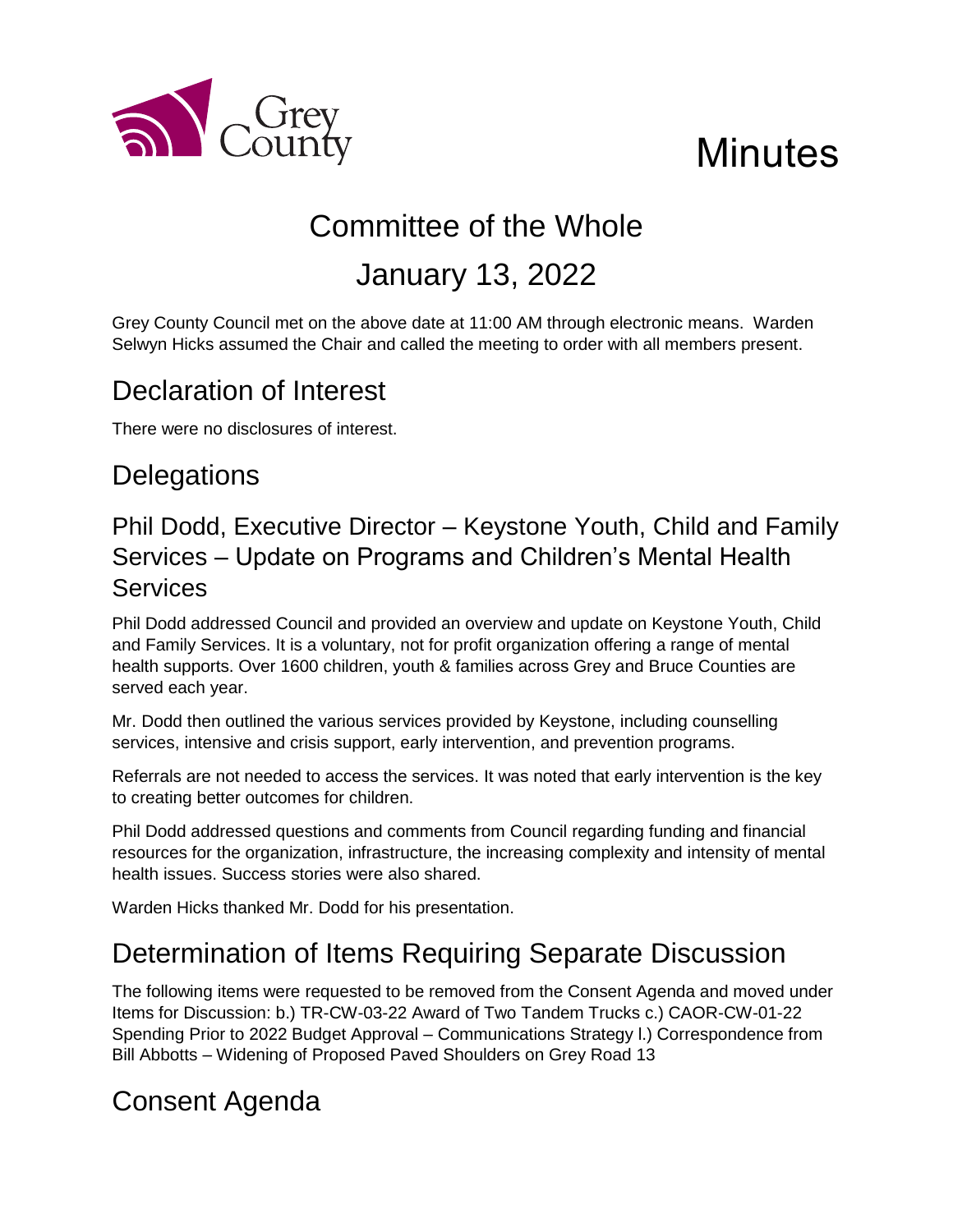# Minutes

## Committee of the Whole

## January 13, 2022

Grey County Council met on the above date at 11:00 AM through electronic means. Warden Selwyn Hicks assumed the Chair and called the meeting to order with all members present.

## Declaration of Interest

There were no disclosures of interest.

## Delegations

### Phil Dodd, Executive Director – Keystone Youth, Child and Family Services – Update on Programs and Children's Mental Health Services

Phil Dodd addressed Council and provided an overview and update on Keystone Youth, Child and Family Services. It is a voluntary, not for profit organization offering a range of mental health supports. Over 1600 children, youth & families across Grey and Bruce Counties are served each year.

Mr. Dodd then outlined the various services provided by Keystone, including counselling services, intensive and crisis support, early intervention, and prevention programs.

Referrals are not needed to access the services. It was noted that early intervention is the key to creating better outcomes for children.

Phil Dodd addressed questions and comments from Council regarding funding and financial resources for the organization, infrastructure, the increasing complexity and intensity of mental health issues. Success stories were also shared.

Warden Hicks thanked Mr. Dodd for his presentation.

## Determination of Items Requiring Separate Discussion

The following items were requested to be removed from the Consent Agenda and moved under Items for Discussion: b.) TR-CW-03-22 Award of Two Tandem Trucks c.) CAOR-CW-01-22 Spending Prior to 2022 Budget Approval – Communications Strategy l.) Correspondence from Bill Abbotts – Widening of Proposed Paved Shoulders on Grey Road 13

## Consent Agenda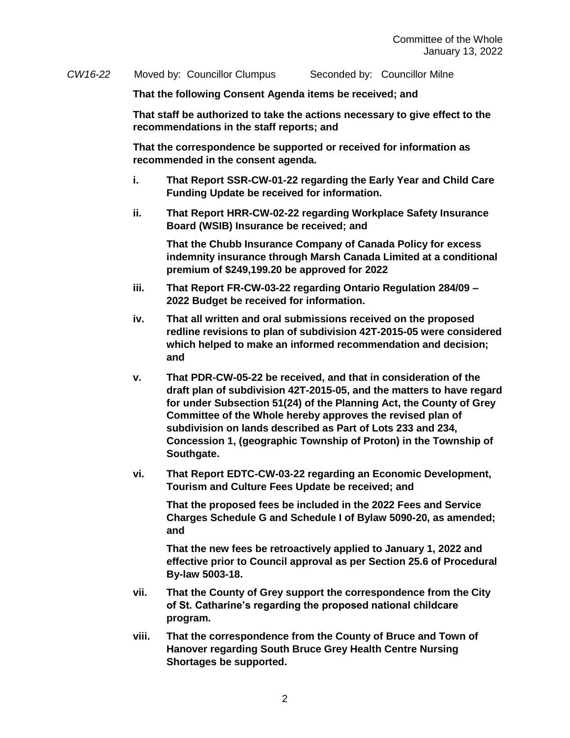*CW16-22* Moved by: Councillor Clumpus Seconded by: Councillor Milne

**That the following Consent Agenda items be received; and**

**That staff be authorized to take the actions necessary to give effect to the recommendations in the staff reports; and**

**That the correspondence be supported or received for information as recommended in the consent agenda.**

**i. That Report SSR-CW-01-22 regarding the Early Year and Child Care Funding Update be received for information.**

**ii. That Report HRR-CW-02-22 regarding Workplace Safety Insurance Board (WSIB) Insurance be received; and**

**That the Chubb Insurance Company of Canada Policy for excess indemnity insurance through Marsh Canada Limited at a conditional premium of $249,199.20 be approved for 2022**

**iii. That Report FR-CW-03-22 regarding Ontario Regulation 284/09 – 2022 Budget be received for information.**

**iv. That all written and oral submissions received on the proposed redline revisions to plan of subdivision 42T-2015-05 were considered which helped to make an informed recommendation and decision; and**

**v. That PDR-CW-05-22 be received, and that in consideration of the draft plan of subdivision 42T-2015-05, and the matters to have regard for under Subsection 51(24) of the Planning Act, the County of Grey Committee of the Whole hereby approves the revised plan of subdivision on lands described as Part of Lots 233 and 234, Concession 1, (geographic Township of Proton) in the Township of Southgate.**

**vi. That Report EDTC-CW-03-22 regarding an Economic Development, Tourism and Culture Fees Update be received; and**

**That the proposed fees be included in the 2022 Fees and Service Charges Schedule G and Schedule I of Bylaw 5090-20, as amended; and**

**That the new fees be retroactively applied to January 1, 2022 and effective prior to Council approval as per Section 25.6 of Procedural By-law 5003-18.**

**vii. That the County of Grey support the correspondence from the City of St. Catharine's regarding the proposed national childcare program.**

**viii. That the correspondence from the County of Bruce and Town of Hanover regarding South Bruce Grey Health Centre Nursing Shortages be supported.**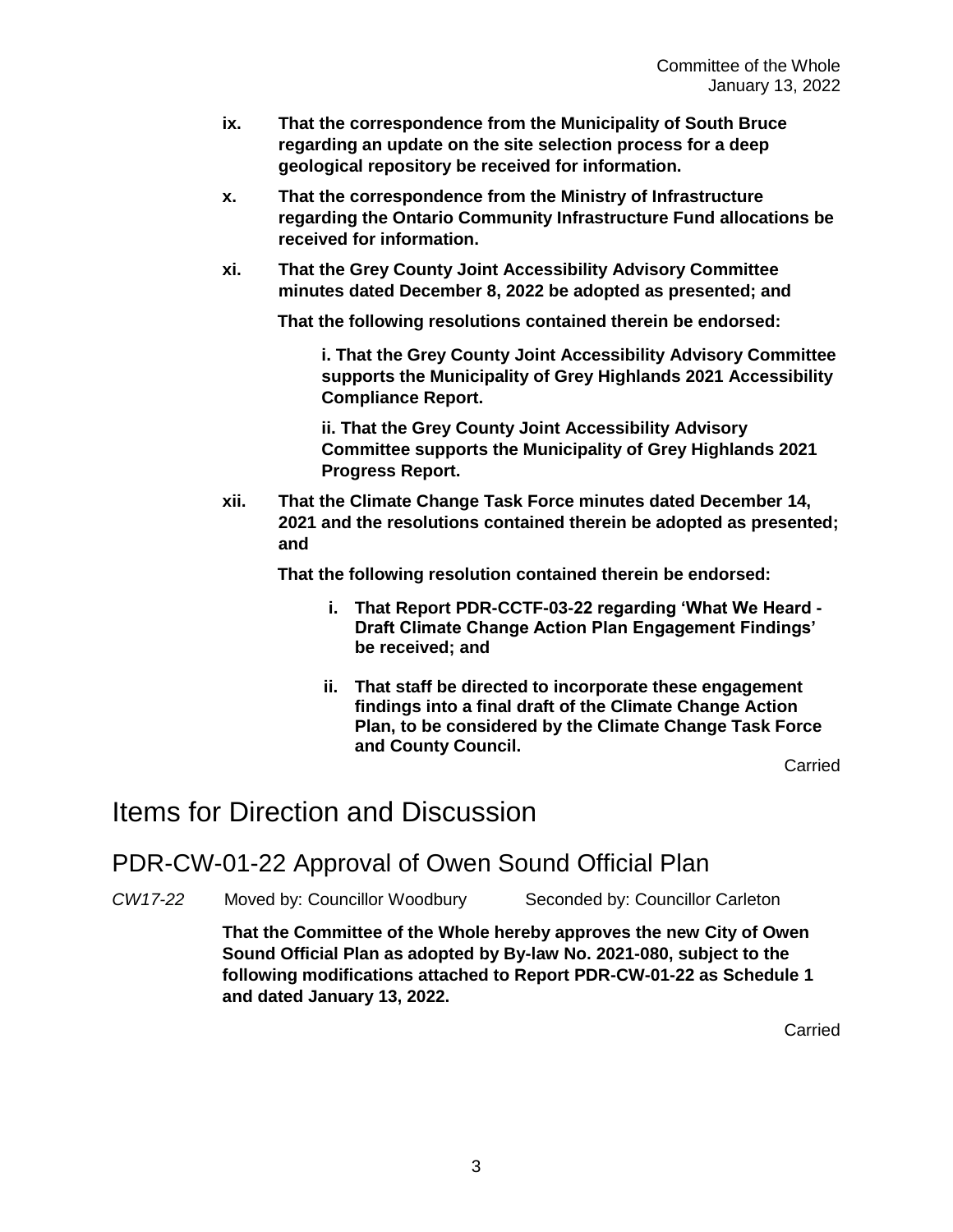**ix. That the correspondence from the Municipality of South Bruce regarding an update on the site selection process for a deep geological repository be received for information.**

**x. That the correspondence from the Ministry of Infrastructure regarding the Ontario Community Infrastructure Fund allocations be received for information.**

**xi. That the Grey County Joint Accessibility Advisory Committee minutes dated December 8, 2022 be adopted as presented; and**

**That the following resolutions contained therein be endorsed:**

**i. That the Grey County Joint Accessibility Advisory Committee supports the Municipality of Grey Highlands 2021 Accessibility Compliance Report.**

**ii. That the Grey County Joint Accessibility Advisory Committee supports the Municipality of Grey Highlands 2021 Progress Report.**

**xii. That the Climate Change Task Force minutes dated December 14, 2021 and the resolutions contained therein be adopted as presented; and**

**That the following resolution contained therein be endorsed:**

**i. That Report PDR-CCTF-03-22 regarding 'What We Heard - Draft Climate Change Action Plan Engagement Findings' be received; and**

**ii. That staff be directed to incorporate these engagement findings into a final draft of the Climate Change Action Plan, to be considered by the Climate Change Task Force and County Council.**

Carried

# Items for Direction and Discussion

## PDR-CW-01-22 Approval of Owen Sound Official Plan

*CW17-22* Moved by: Councillor Woodbury Seconded by: Councillor Carleton

**That the Committee of the Whole hereby approves the new City of Owen Sound Official Plan as adopted by By-law No. 2021-080, subject to the following modifications attached to Report PDR-CW-01-22 as Schedule 1 and dated January 13, 2022.**

Carried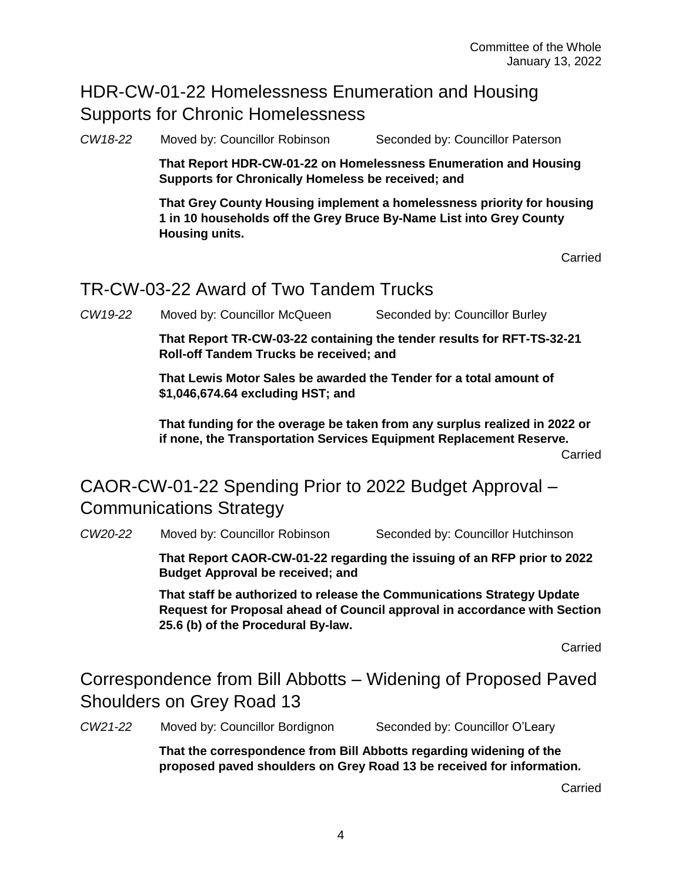## HDR-CW-01-22 Homelessness Enumeration and Housing Supports for Chronic Homelessness

*CW18-22* Moved by: Councillor Robinson Seconded by: Councillor Paterson

**That Report HDR-CW-01-22 on Homelessness Enumeration and Housing Supports for Chronically Homeless be received; and**

**That Grey County Housing implement a homelessness priority for housing 1 in 10 households off the Grey Bruce By-Name List into Grey County Housing units.**

Carried

## TR-CW-03-22 Award of Two Tandem Trucks

*CW19-22* Moved by: Councillor McQueen Seconded by: Councillor Burley

**That Report TR-CW-03-22 containing the tender results for RFT-TS-32-21 Roll-off Tandem Trucks be received; and**

**That Lewis Motor Sales be awarded the Tender for a total amount of $1,046,674.64 excluding HST; and**

**That funding for the overage be taken from any surplus realized in 2022 or if none, the Transportation Services Equipment Replacement Reserve.**

Carried

## CAOR-CW-01-22 Spending Prior to 2022 Budget Approval – Communications Strategy

*CW20-22* Moved by: Councillor Robinson Seconded by: Councillor Hutchinson

**That Report CAOR-CW-01-22 regarding the issuing of an RFP prior to 2022 Budget Approval be received; and**

**That staff be authorized to release the Communications Strategy Update Request for Proposal ahead of Council approval in accordance with Section 25.6 (b) of the Procedural By-law.**

Carried

## Correspondence from Bill Abbotts – Widening of Proposed Paved Shoulders on Grey Road 13

*CW21-22* Moved by: Councillor Bordignon Seconded by: Councillor O'Leary

**That the correspondence from Bill Abbotts regarding widening of the proposed paved shoulders on Grey Road 13 be received for information.**

Carried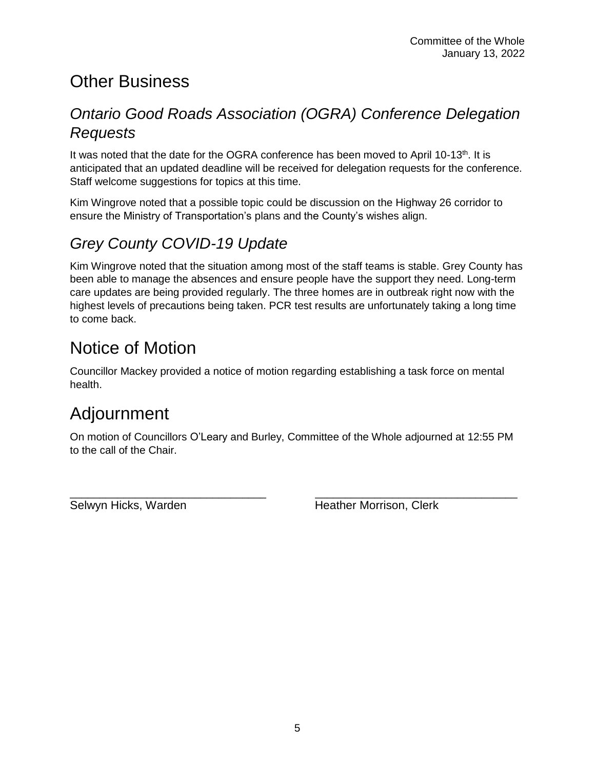# Other Business

## *Ontario Good Roads Association (OGRA) Conference Delegation Requests*

It was noted that the date for the OGRA conference has been moved to April 10-13th. It is anticipated that an updated deadline will be received for delegation requests for the conference. Staff welcome suggestions for topics at this time.

Kim Wingrove noted that a possible topic could be discussion on the Highway 26 corridor to ensure the Ministry of Transportation's plans and the County's wishes align.

## *Grey County COVID-19 Update*

Kim Wingrove noted that the situation among most of the staff teams is stable. Grey County has been able to manage the absences and ensure people have the support they need. Long-term care updates are being provided regularly. The three homes are in outbreak right now with the highest levels of precautions being taken. PCR test results are unfortunately taking a long time to come back.

# Notice of Motion

Councillor Mackey provided a notice of motion regarding establishing a task force on mental health.

# Adjournment

On motion of Councillors O'Leary and Burley, Committee of the Whole adjourned at 12:55 PM to the call of the Chair.

| | |
|---|---|
| ______________________________ | ______________________________ |
| Selwyn Hicks, Warden | Heather Morrison, Clerk |